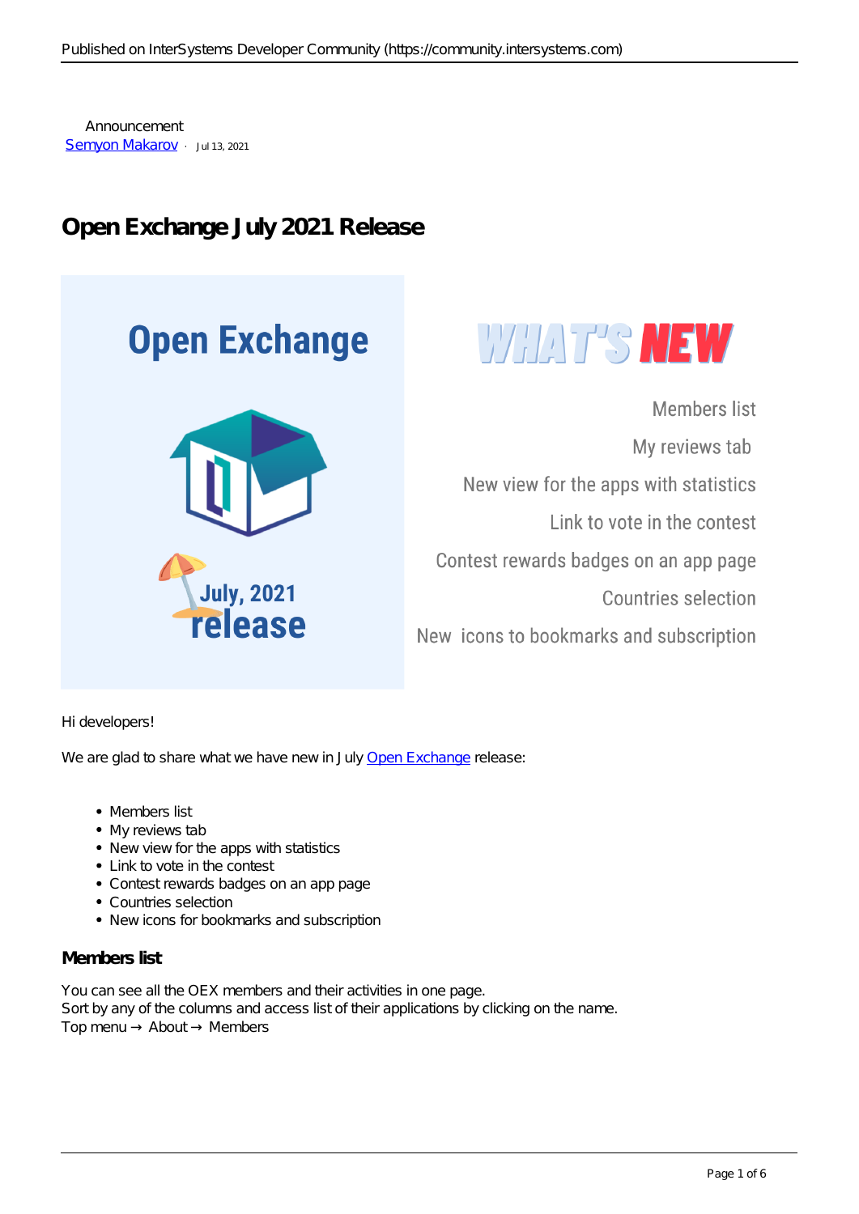Announcement
Semyon Makarov · Jul 13, 2021

# Open Exchange July 2021 Release

Hi developers!

We are glad to share what we have new in July Open Exchange release:

- Members list
- My reviews tab
- New view for the apps with statistics
- Link to vote in the contest
- Contest rewards badges on an app page
- Countries selection
- New icons for bookmarks and subscription

### Members list

You can see all the OEX members and their activities in one page.
Sort by any of the columns and access list of their applications by clicking on the name.
Top menu → About → Members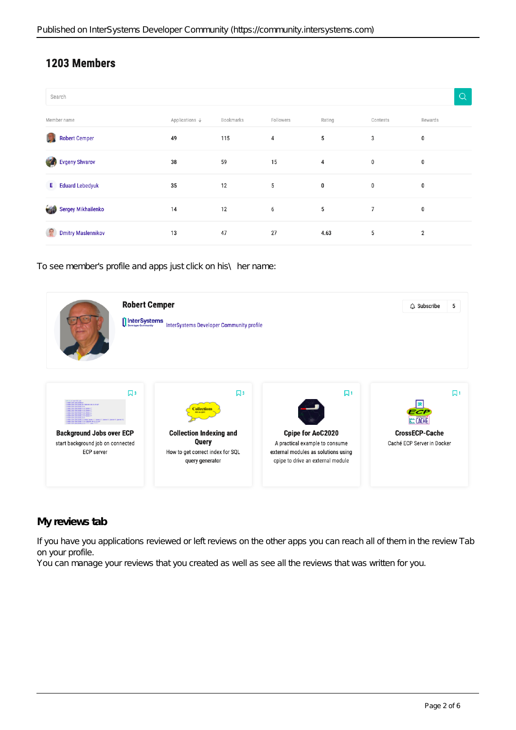## 1203 Members

Search

| Member name | Applications ↓ | Bookmarks | Followers | Rating | Contests | Rewards |
| --- | --- | --- | --- | --- | --- | --- |
| Robert Cemper | 49 | 115 | 4 | 5 | 3 | 0 |
| Evgeny Shvarov | 38 | 59 | 15 | 4 | 0 | 0 |
| E Eduard Lebedyuk | 35 | 12 | 5 | 0 | 0 | 0 |
| Sergey Mikhailenko | 14 | 12 | 6 | 5 | 7 | 0 |
| Dmitry Maslennikov | 13 | 47 | 27 | 4.63 | 5 | 2 |

To see member's profile and apps just click on his\ her name:

**Robert Cemper**

InterSystems Developer Community profile

Subscribe 5

| Background Jobs over ECP | Collection Indexing and Query | Cpipe for AoC2020 | CrossECP-Cache |
| --- | --- | --- | --- |
| start background job on connected ECP server | How to get correct index for SQL query generator | A practical example to consume external modules as solutions using cpipe to drive an external module | Caché ECP Server in Docker |

### My reviews tab

If you have you applications reviewed or left reviews on the other apps you can reach all of them in the review Tab on your profile.
You can manage your reviews that you created as well as see all the reviews that was written for you.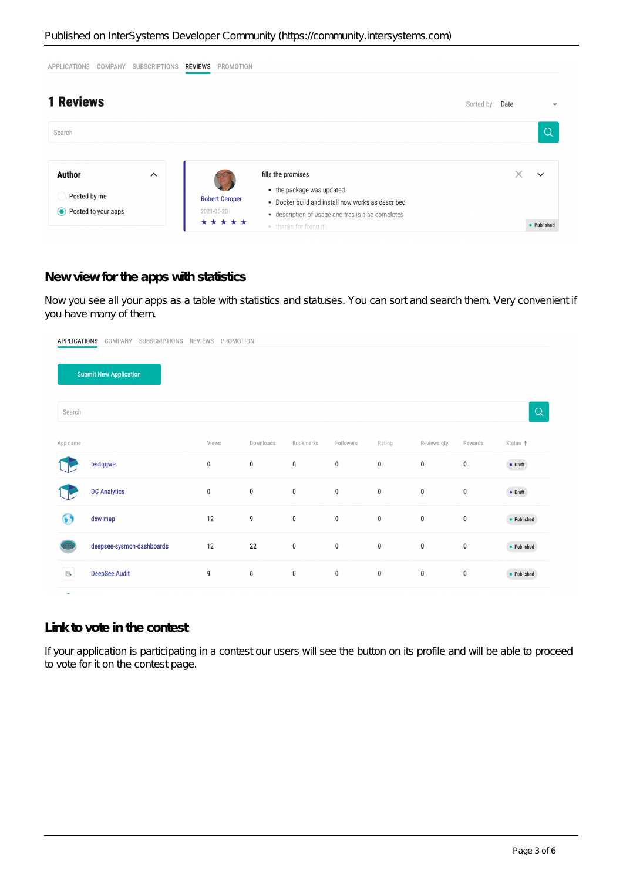## New view for the apps with statistics

Now you see all your apps as a table with statistics and statuses. You can sort and search them. Very convenient if you have many of them.

## Link to vote in the contest

If your application is participating in a contest our users will see the button on its profile and will be able to proceed to vote for it on the contest page.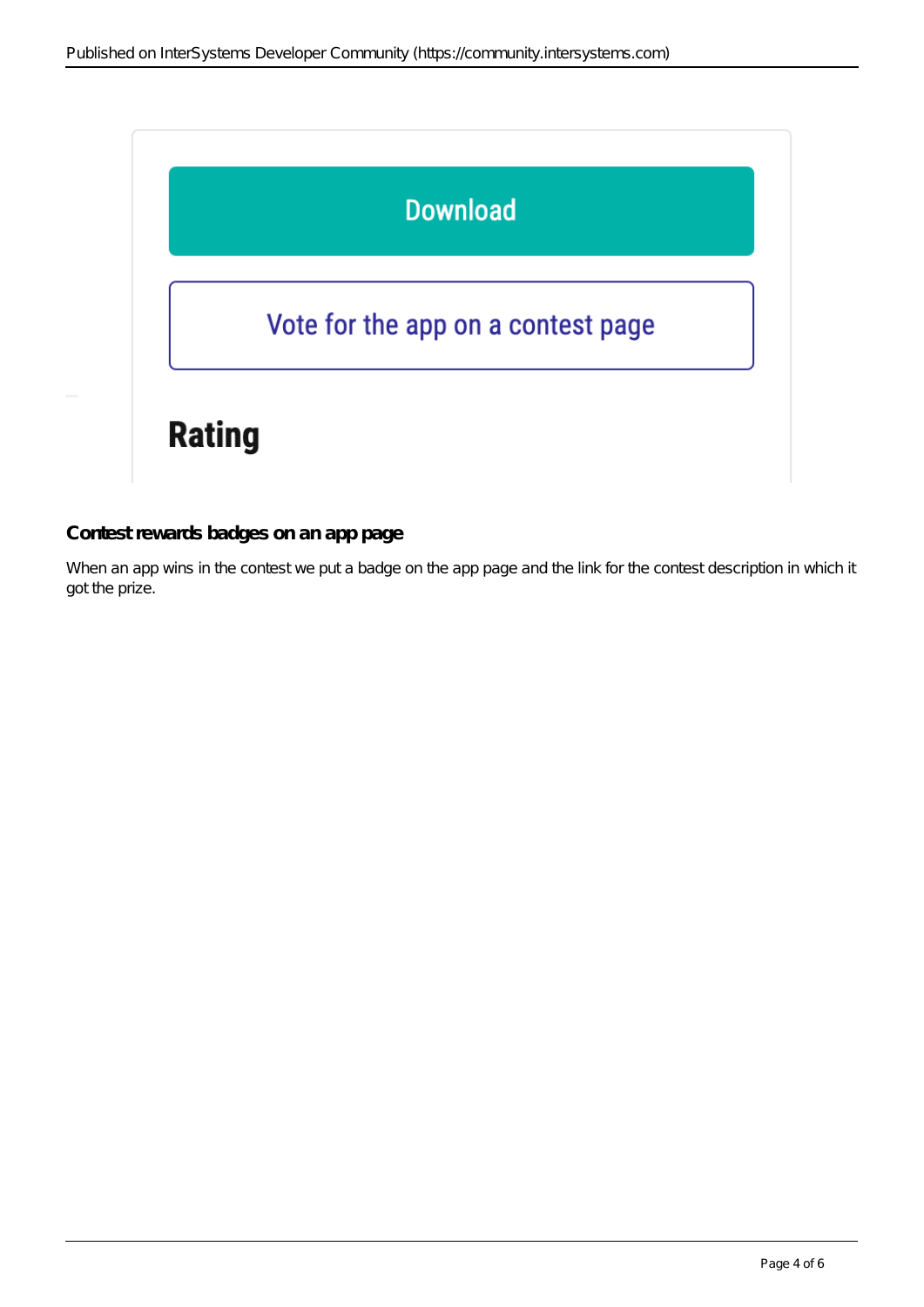Download

Vote for the app on a contest page

Rating

### Contest rewards badges on an app page

When an app wins in the contest we put a badge on the app page and the link for the contest description in which it got the prize.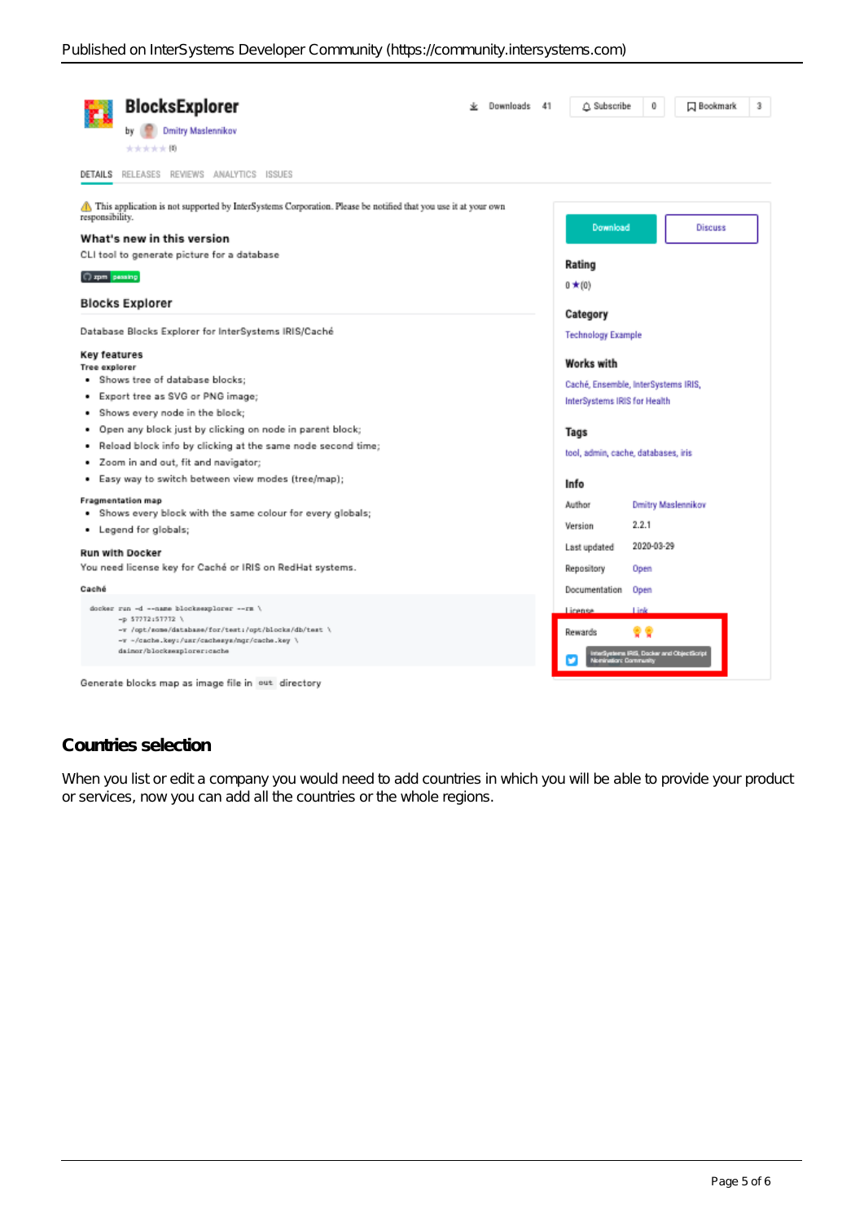## Countries selection

When you list or edit a company you would need to add countries in which you will be able to provide your product or services, now you can add all the countries or the whole regions.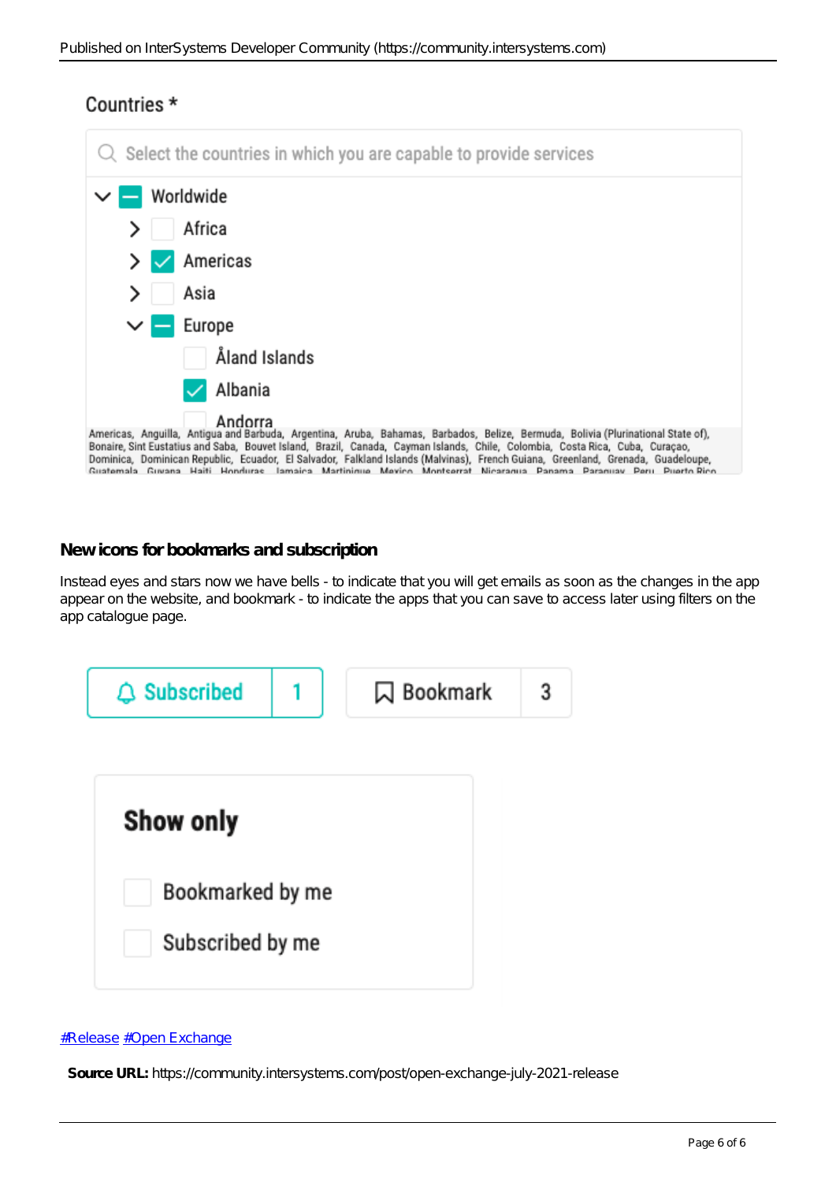Countries *

Select the countries in which you are capable to provide services

- Worldwide
  - Africa
  - Americas
  - Asia
  - Europe
    - Åland Islands
    - Albania
    - Andorra

Americas, Anguilla, Antigua and Barbuda, Argentina, Aruba, Bahamas, Barbados, Belize, Bermuda, Bolivia (Plurinational State of), Bonaire, Sint Eustatius and Saba, Bouvet Island, Brazil, Canada, Cayman Islands, Chile, Colombia, Costa Rica, Cuba, Curaçao, Dominica, Dominican Republic, Ecuador, El Salvador, Falkland Islands (Malvinas), French Guiana, Greenland, Grenada, Guadeloupe, Guatemala, Guyana, Haiti, Honduras, Jamaica, Martinique, Mexico, Montserrat, Nicaragua, Panama, Paraguay, Peru, Puerto Rico

### New icons for bookmarks and subscription

Instead eyes and stars now we have bells - to indicate that you will get emails as soon as the changes in the app appear on the website, and bookmark - to indicate the apps that you can save to access later using filters on the app catalogue page.

Subscribed 1

Bookmark 3

**Show only**

- Bookmarked by me
- Subscribed by me

#Release #Open Exchange

**Source URL:** https://community.intersystems.com/post/open-exchange-july-2021-release